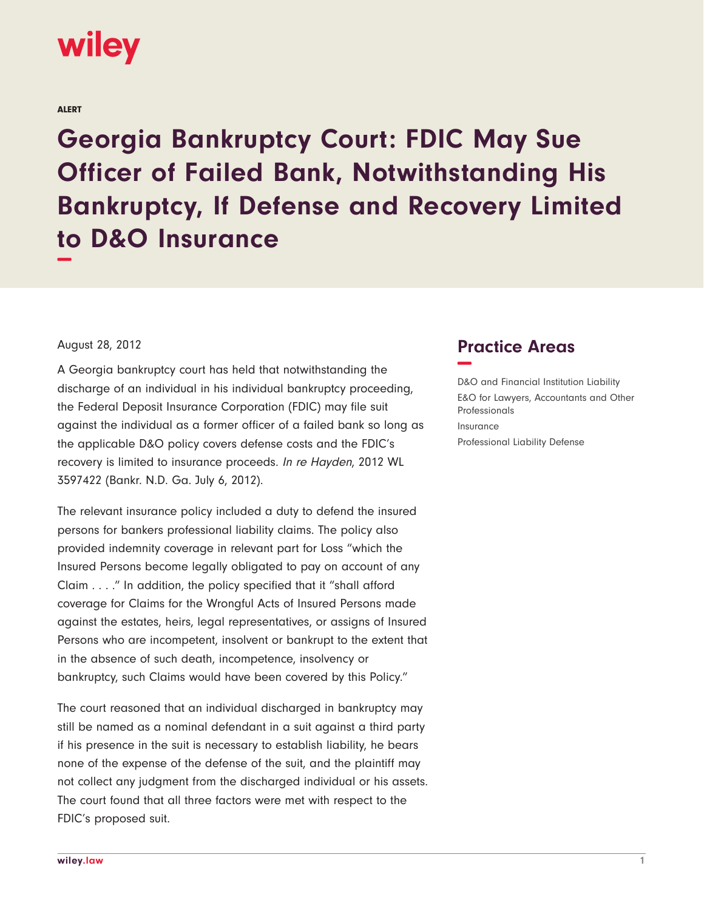wiley

ALERT

# Georgia Bankruptcy Court: FDIC May Sue Officer of Failed Bank, Notwithstanding His Bankruptcy, If Defense and Recovery Limited to D&O Insurance

August 28, 2012

A Georgia bankruptcy court has held that notwithstanding the discharge of an individual in his individual bankruptcy proceeding, the Federal Deposit Insurance Corporation (FDIC) may file suit against the individual as a former officer of a failed bank so long as the applicable D&O policy covers defense costs and the FDIC's recovery is limited to insurance proceeds. *In re Hayden*, 2012 WL 3597422 (Bankr. N.D. Ga. July 6, 2012).

The relevant insurance policy included a duty to defend the insured persons for bankers professional liability claims. The policy also provided indemnity coverage in relevant part for Loss "which the Insured Persons become legally obligated to pay on account of any Claim . . . ." In addition, the policy specified that it "shall afford coverage for Claims for the Wrongful Acts of Insured Persons made against the estates, heirs, legal representatives, or assigns of Insured Persons who are incompetent, insolvent or bankrupt to the extent that in the absence of such death, incompetence, insolvency or bankruptcy, such Claims would have been covered by this Policy."

The court reasoned that an individual discharged in bankruptcy may still be named as a nominal defendant in a suit against a third party if his presence in the suit is necessary to establish liability, he bears none of the expense of the defense of the suit, and the plaintiff may not collect any judgment from the discharged individual or his assets. The court found that all three factors were met with respect to the FDIC's proposed suit.

## Practice Areas

D&O and Financial Institution Liability

E&O for Lawyers, Accountants and Other Professionals

Insurance

Professional Liability Defense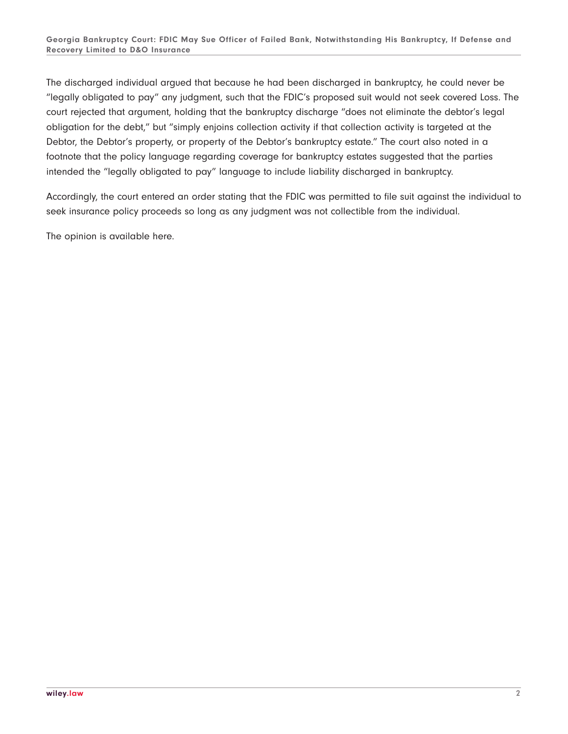The discharged individual argued that because he had been discharged in bankruptcy, he could never be "legally obligated to pay" any judgment, such that the FDIC's proposed suit would not seek covered Loss. The court rejected that argument, holding that the bankruptcy discharge "does not eliminate the debtor's legal obligation for the debt," but "simply enjoins collection activity if that collection activity is targeted at the Debtor, the Debtor's property, or property of the Debtor's bankruptcy estate." The court also noted in a footnote that the policy language regarding coverage for bankruptcy estates suggested that the parties intended the "legally obligated to pay" language to include liability discharged in bankruptcy.

Accordingly, the court entered an order stating that the FDIC was permitted to file suit against the individual to seek insurance policy proceeds so long as any judgment was not collectible from the individual.

The opinion is available here.